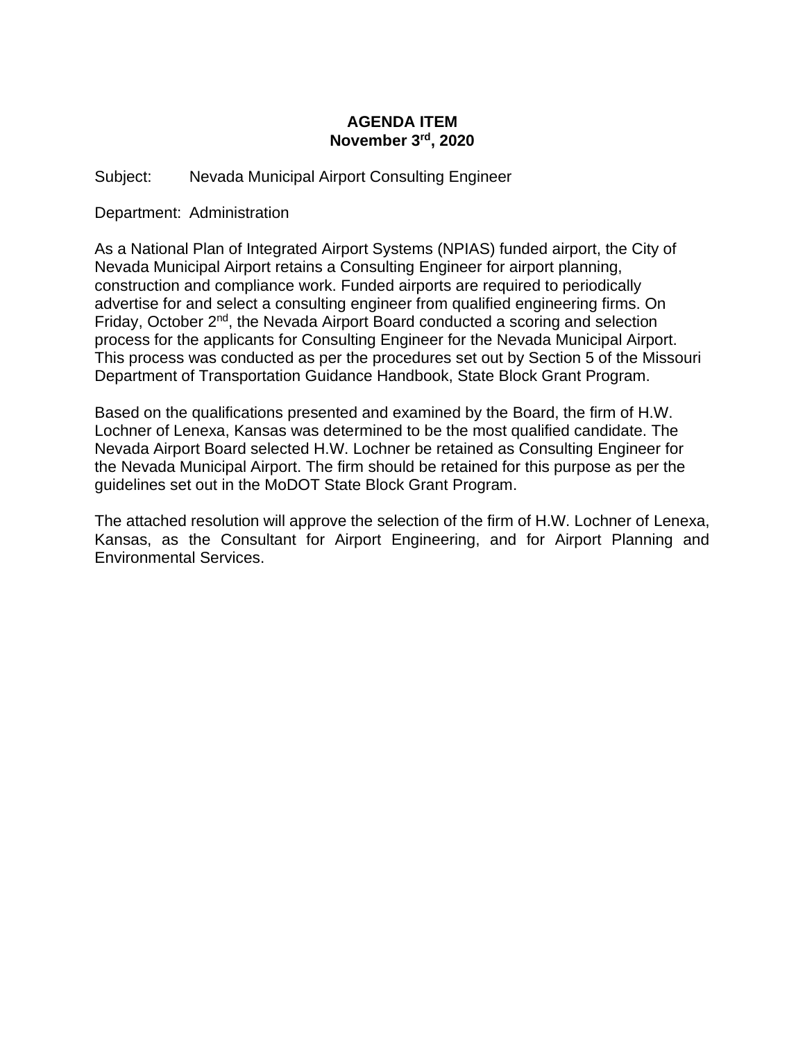**AGENDA ITEM**
**November 3rd, 2020**

Subject: Nevada Municipal Airport Consulting Engineer

Department: Administration

As a National Plan of Integrated Airport Systems (NPIAS) funded airport, the City of Nevada Municipal Airport retains a Consulting Engineer for airport planning, construction and compliance work. Funded airports are required to periodically advertise for and select a consulting engineer from qualified engineering firms. On Friday, October 2nd, the Nevada Airport Board conducted a scoring and selection process for the applicants for Consulting Engineer for the Nevada Municipal Airport. This process was conducted as per the procedures set out by Section 5 of the Missouri Department of Transportation Guidance Handbook, State Block Grant Program.

Based on the qualifications presented and examined by the Board, the firm of H.W. Lochner of Lenexa, Kansas was determined to be the most qualified candidate. The Nevada Airport Board selected H.W. Lochner be retained as Consulting Engineer for the Nevada Municipal Airport. The firm should be retained for this purpose as per the guidelines set out in the MoDOT State Block Grant Program.

The attached resolution will approve the selection of the firm of H.W. Lochner of Lenexa, Kansas, as the Consultant for Airport Engineering, and for Airport Planning and Environmental Services.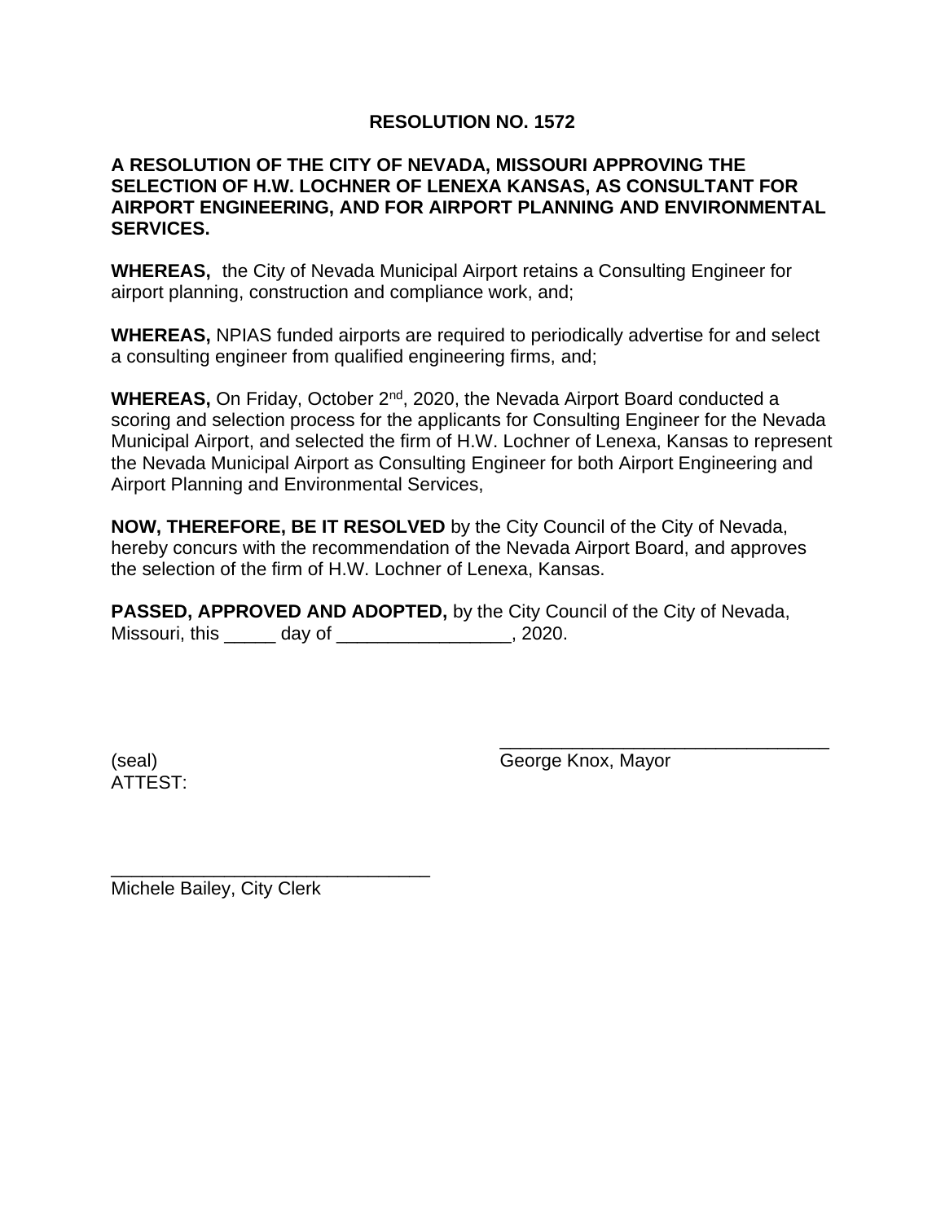# RESOLUTION NO. 1572

**A RESOLUTION OF THE CITY OF NEVADA, MISSOURI APPROVING THE SELECTION OF H.W. LOCHNER OF LENEXA KANSAS, AS CONSULTANT FOR AIRPORT ENGINEERING, AND FOR AIRPORT PLANNING AND ENVIRONMENTAL SERVICES.**

**WHEREAS,** the City of Nevada Municipal Airport retains a Consulting Engineer for airport planning, construction and compliance work, and;

**WHEREAS,** NPIAS funded airports are required to periodically advertise for and select a consulting engineer from qualified engineering firms, and;

**WHEREAS,** On Friday, October 2nd, 2020, the Nevada Airport Board conducted a scoring and selection process for the applicants for Consulting Engineer for the Nevada Municipal Airport, and selected the firm of H.W. Lochner of Lenexa, Kansas to represent the Nevada Municipal Airport as Consulting Engineer for both Airport Engineering and Airport Planning and Environmental Services,

**NOW, THEREFORE, BE IT RESOLVED** by the City Council of the City of Nevada, hereby concurs with the recommendation of the Nevada Airport Board, and approves the selection of the firm of H.W. Lochner of Lenexa, Kansas.

**PASSED, APPROVED AND ADOPTED,** by the City Council of the City of Nevada, Missouri, this _____ day of _________________, 2020.

_________________________________
George Knox, Mayor

(seal)
ATTEST:

_______________________________
Michele Bailey, City Clerk